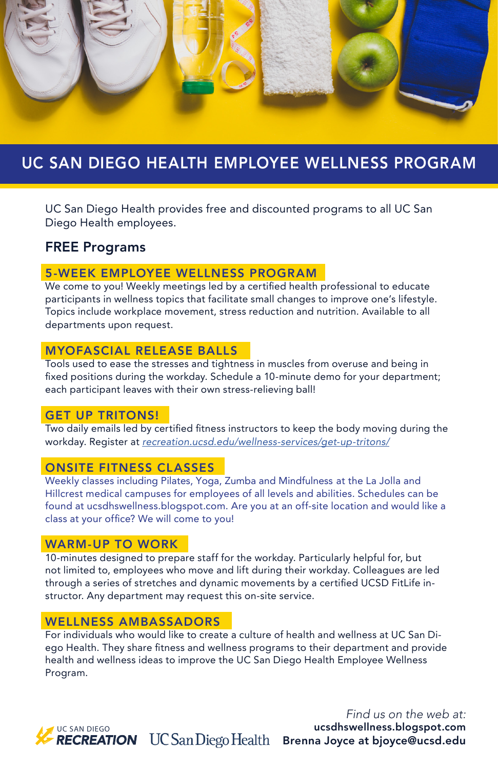# UC SAN DIEGO HEALTH EMPLOYEE WELLNESS PROGRAM

UC San Diego Health provides free and discounted programs to all UC San Diego Health employees.

## FREE Programs

### 5-WEEK EMPLOYEE WELLNESS PROGRAM

We come to you! Weekly meetings led by a certified health professional to educate participants in wellness topics that facilitate small changes to improve one's lifestyle. Topics include workplace movement, stress reduction and nutrition. Available to all departments upon request.

### MYOFASCIAL RELEASE BALLS

Tools used to ease the stresses and tightness in muscles from overuse and being in fixed positions during the workday. Schedule a 10-minute demo for your department; each participant leaves with their own stress-relieving ball!

### GET UP TRITONS!

Two daily emails led by certified fitness instructors to keep the body moving during the workday. Register at *recreation.ucsd.edu/wellness-services/get-up-tritons/*

### ONSITE FITNESS CLASSES

Weekly classes including Pilates, Yoga, Zumba and Mindfulness at the La Jolla and Hillcrest medical campuses for employees of all levels and abilities. Schedules can be found at ucsdhswellness.blogspot.com. Are you at an off-site location and would like a class at your office? We will come to you!

### WARM-UP TO WORK

10-minutes designed to prepare staff for the workday. Particularly helpful for, but not limited to, employees who move and lift during their workday. Colleagues are led through a series of stretches and dynamic movements by a certified UCSD FitLife instructor. Any department may request this on-site service.

### WELLNESS AMBASSADORS

For individuals who would like to create a culture of health and wellness at UC San Diego Health. They share fitness and wellness programs to their department and provide health and wellness ideas to improve the UC San Diego Health Employee Wellness Program.

UC SAN DIEGO **RECREATION** UC San Diego Health

*Find us on the web at:*
**ucsdhswellness.blogspot.com**
**Brenna Joyce at bjoyce@ucsd.edu**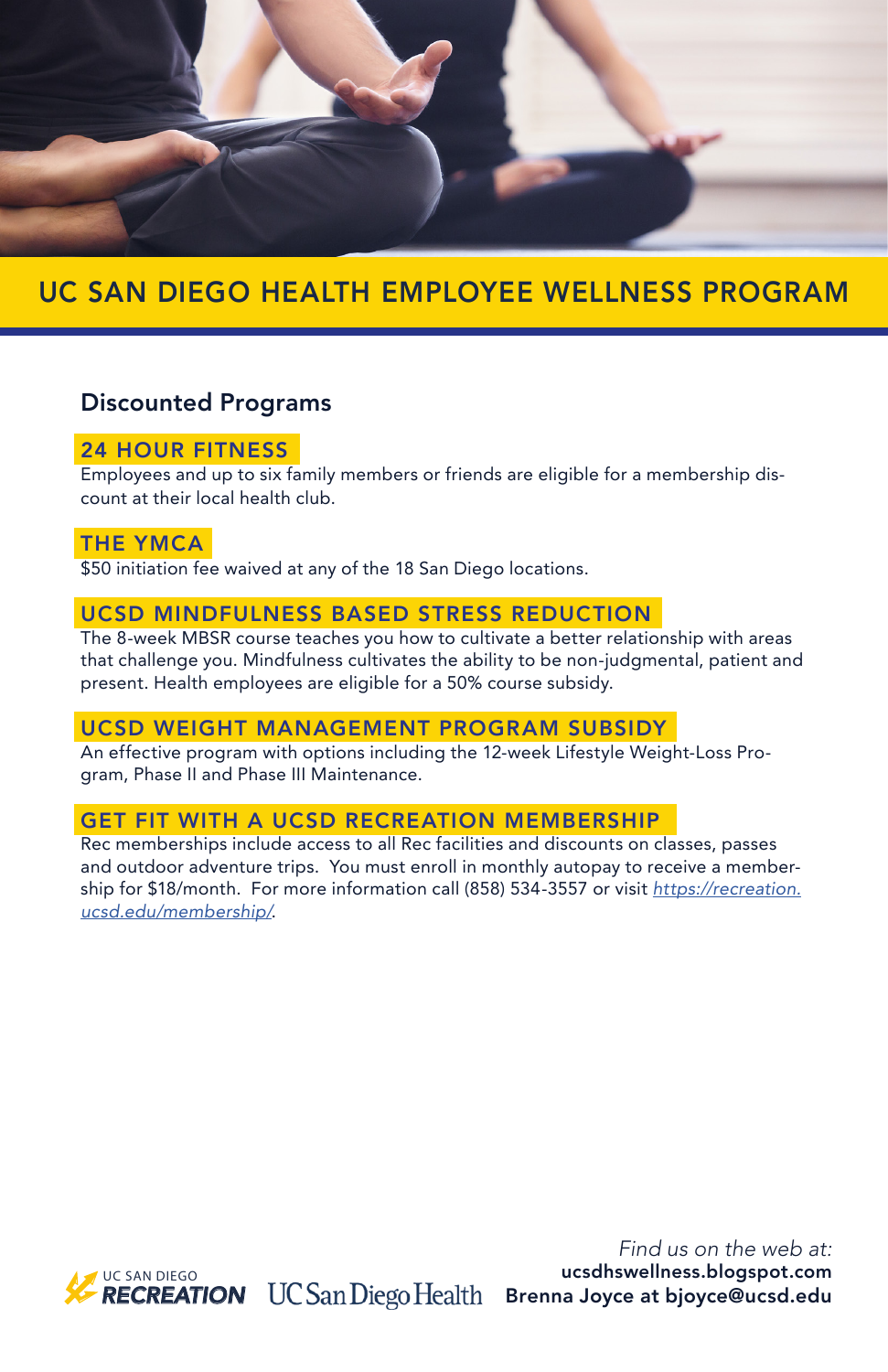# UC SAN DIEGO HEALTH EMPLOYEE WELLNESS PROGRAM

## Discounted Programs

### 24 HOUR FITNESS

Employees and up to six family members or friends are eligible for a membership discount at their local health club.

### THE YMCA

$50 initiation fee waived at any of the 18 San Diego locations.

### UCSD MINDFULNESS BASED STRESS REDUCTION

The 8-week MBSR course teaches you how to cultivate a better relationship with areas that challenge you. Mindfulness cultivates the ability to be non-judgmental, patient and present. Health employees are eligible for a 50% course subsidy.

### UCSD WEIGHT MANAGEMENT PROGRAM SUBSIDY

An effective program with options including the 12-week Lifestyle Weight-Loss Program, Phase II and Phase III Maintenance.

### GET FIT WITH A UCSD RECREATION MEMBERSHIP

Rec memberships include access to all Rec facilities and discounts on classes, passes and outdoor adventure trips. You must enroll in monthly autopay to receive a membership for $18/month. For more information call (858) 534-3557 or visit [https://recreation.ucsd.edu/membership/](https://recreation.ucsd.edu/membership/).

UC SAN DIEGO RECREATION

UC San Diego Health

*Find us on the web at:*
**ucsdhswellness.blogspot.com**
**Brenna Joyce at bjoyce@ucsd.edu**